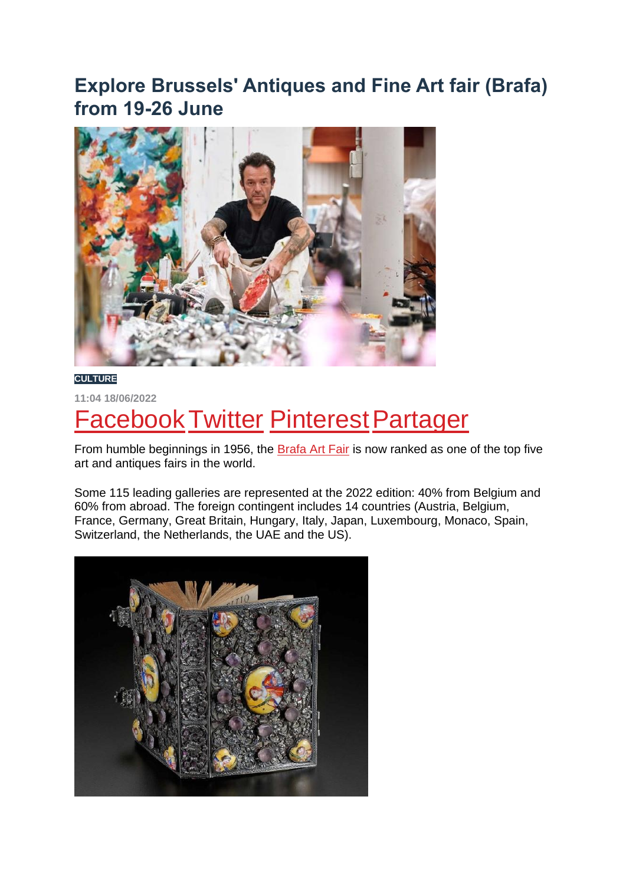# Explore Brussels' Antiques and Fine Art fair (Brafa) from 19-26 June

**CULTURE**

11:04 18/06/2022

Facebook Twitter Pinterest Partager

From humble beginnings in 1956, the Brafa Art Fair is now ranked as one of the top five art and antiques fairs in the world.

Some 115 leading galleries are represented at the 2022 edition: 40% from Belgium and 60% from abroad. The foreign contingent includes 14 countries (Austria, Belgium, France, Germany, Great Britain, Hungary, Italy, Japan, Luxembourg, Monaco, Spain, Switzerland, the Netherlands, the UAE and the US).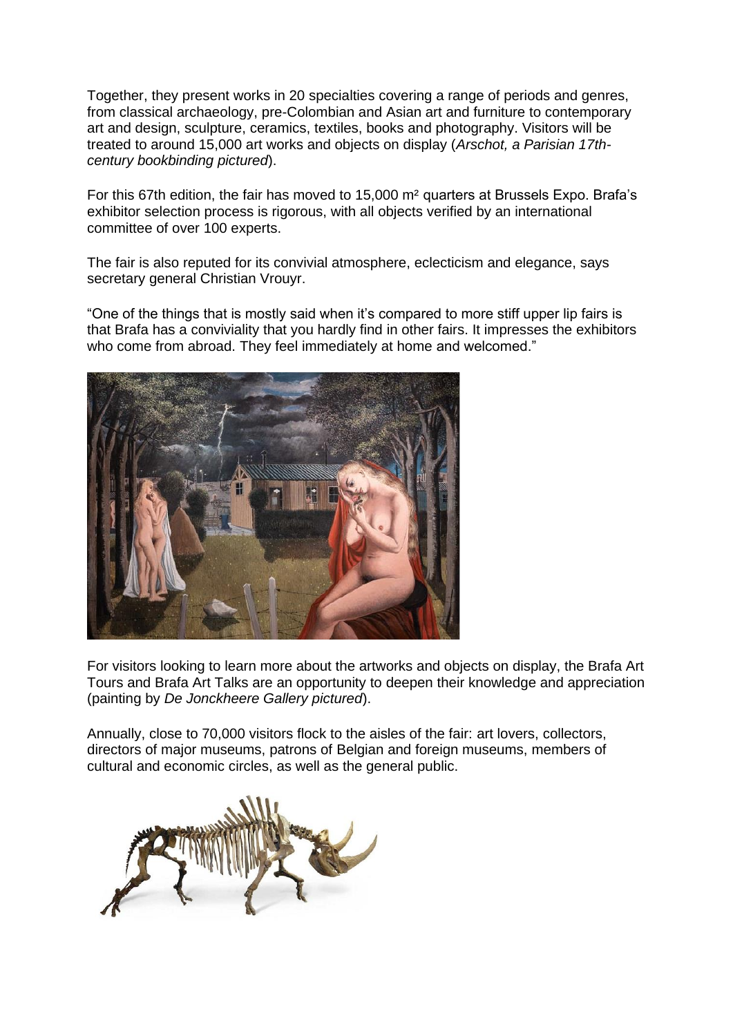Together, they present works in 20 specialties covering a range of periods and genres, from classical archaeology, pre-Colombian and Asian art and furniture to contemporary art and design, sculpture, ceramics, textiles, books and photography. Visitors will be treated to around 15,000 art works and objects on display (*Arschot, a Parisian 17th-century bookbinding pictured*).

For this 67th edition, the fair has moved to 15,000 m² quarters at Brussels Expo. Brafa's exhibitor selection process is rigorous, with all objects verified by an international committee of over 100 experts.

The fair is also reputed for its convivial atmosphere, eclecticism and elegance, says secretary general Christian Vrouyr.

"One of the things that is mostly said when it's compared to more stiff upper lip fairs is that Brafa has a conviviality that you hardly find in other fairs. It impresses the exhibitors who come from abroad. They feel immediately at home and welcomed."

For visitors looking to learn more about the artworks and objects on display, the Brafa Art Tours and Brafa Art Talks are an opportunity to deepen their knowledge and appreciation (painting by *De Jonckheere Gallery pictured*).

Annually, close to 70,000 visitors flock to the aisles of the fair: art lovers, collectors, directors of major museums, patrons of Belgian and foreign museums, members of cultural and economic circles, as well as the general public.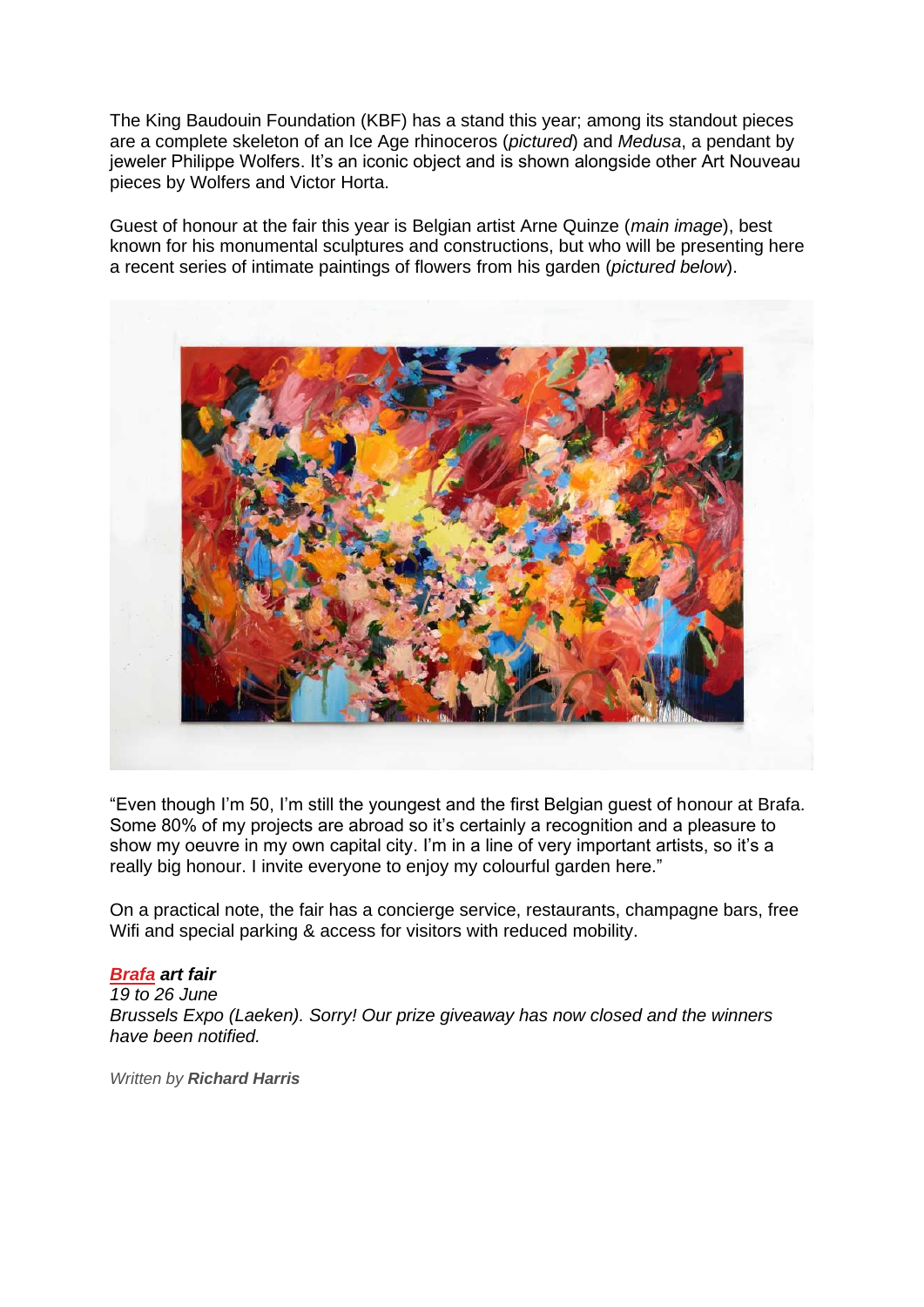The King Baudouin Foundation (KBF) has a stand this year; among its standout pieces are a complete skeleton of an Ice Age rhinoceros (*pictured*) and *Medusa*, a pendant by jeweler Philippe Wolfers. It's an iconic object and is shown alongside other Art Nouveau pieces by Wolfers and Victor Horta.

Guest of honour at the fair this year is Belgian artist Arne Quinze (*main image*), best known for his monumental sculptures and constructions, but who will be presenting here a recent series of intimate paintings of flowers from his garden (*pictured below*).

"Even though I'm 50, I'm still the youngest and the first Belgian guest of honour at Brafa. Some 80% of my projects are abroad so it's certainly a recognition and a pleasure to show my oeuvre in my own capital city. I'm in a line of very important artists, so it's a really big honour. I invite everyone to enjoy my colourful garden here."

On a practical note, the fair has a concierge service, restaurants, champagne bars, free Wifi and special parking & access for visitors with reduced mobility.

***Brafa* art fair**
*19 to 26 June*
*Brussels Expo (Laeken). Sorry! Our prize giveaway has now closed and the winners have been notified.*

*Written by* ***Richard Harris***